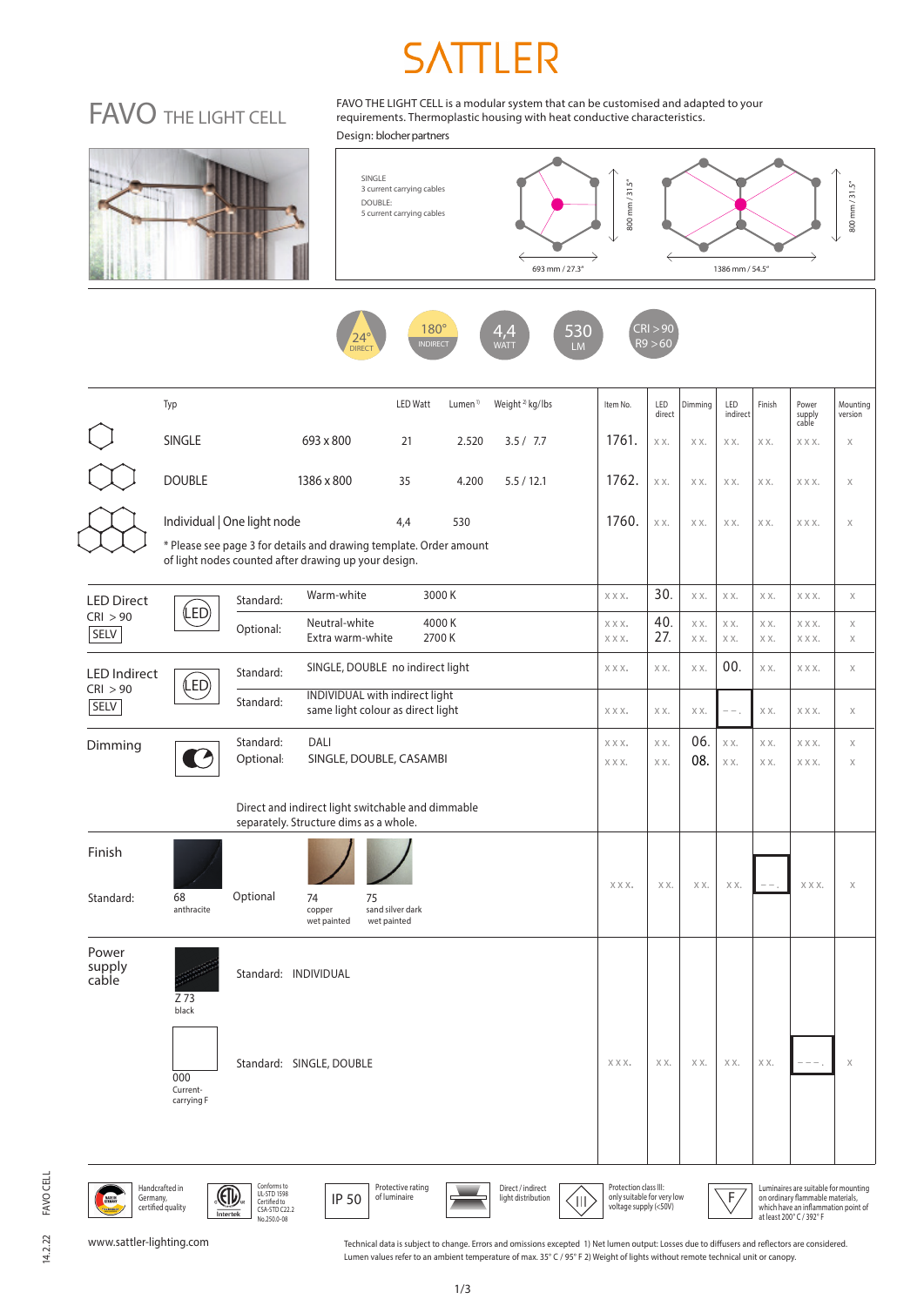# SATTLER

## FAVO THE LIGHT CELL

FAVO THE LIGHT CELL is a modular system that can be customised and adapted to your requirements. Thermoplastic housing with heat conductive characteristics.

Design: blocher partners

SINGLE: 3 current carrying cables
DOUBLE: 5 current carrying cables

SINGLE: 693 mm / 27.3" × 800 mm / 31.5"
DOUBLE: 1386 mm / 54.5" × 800 mm / 31.5"

24° DIRECT | 180° INDIRECT | 4,4 WATT | 530 LM | CRI > 90 R9 > 60

| Typ | | LED Watt | Lumen [1] | Weight [2] kg/lbs | Item No. | LED direct | Dimming | LED indirect | Finish | Power supply cable | Mounting version |
|---|---|---|---|---|---|---|---|---|---|---|---|
| SINGLE | 693 x 800 | 21 | 2.520 | 3.5 / 7.7 | 1761. | xx. | xx. | xx. | xx. | xxx. | x |
| DOUBLE | 1386 x 800 | 35 | 4.200 | 5.5 / 12.1 | 1762. | xx. | xx. | xx. | xx. | xxx. | x |
| Individual \| One light node | | 4,4 | 530 | | 1760. | xx. | xx. | xx. | xx. | xxx. | x |

* Please see page 3 for details and drawing template. Order amount of light nodes counted after drawing up your design.

| Option | | | | Item No. | LED direct | Dimming | LED indirect | Finish | Power supply cable | Mounting version |
|---|---|---|---|---|---|---|---|---|---|---|
| **LED Direct** CRI > 90 SELV | Standard: | Warm-white | 3000 K | xxx. | 30. | xx. | xx. | xx. | xxx. | x |
| | Optional: | Neutral-white | 4000 K | xxx. | 40. | xx. | xx. | xx. | xxx. | x |
| | | Extra warm-white | 2700 K | xxx. | 27. | xx. | xx. | xx. | xxx. | x |
| **LED Indirect** CRI > 90 SELV | Standard: | SINGLE, DOUBLE no indirect light | | xxx. | xx. | xx. | 00. | xx. | xxx. | x |
| | Standard: | INDIVIDUAL with indirect light same light colour as direct light | | xxx. | xx. | xx. | --. | xx. | xxx. | x |
| **Dimming** | Standard: | DALI | | xxx. | xx. | 06. | xx. | xx. | xxx. | x |
| | Optional: | SINGLE, DOUBLE, CASAMBI | | xxx. | xx. | 08. | xx. | xx. | xxx. | x |
| | | Direct and indirect light switchable and dimmable separately. Structure dims as a whole. | | | | | | | | |
| **Finish** | Standard: | 68 anthracite | Optional: 74 copper wet painted; 75 sand silver dark wet painted | xxx. | xx. | xx. | xx. | --. | xxx. | x |
| **Power supply cable** | Standard: | INDIVIDUAL | Z 73 black | | | | | | | |
| | Standard: | SINGLE, DOUBLE | 000 Current-carrying F | xxx. | xx. | xx. | xx. | xx. | ---. | x |

Handcrafted in Germany, certified quality | Conforms to UL-STD 1598, Certified to CSA-STD C22.2 No.250.0-08 | IP 50 Protective rating of luminaire | Direct / indirect light distribution | Protection class III: only suitable for very low voltage supply (<50V) | Luminaires are suitable for mounting on ordinary flammable materials, which have an inflammation point of at least 200° C / 392° F

www.sattler-lighting.com

Technical data is subject to change. Errors and omissions excepted 1) Net lumen output: Losses due to diffusers and reflectors are considered. Lumen values refer to an ambient temperature of max. 35° C / 95° F 2) Weight of lights without remote technical unit or canopy.

14.2.22 FAVO CELL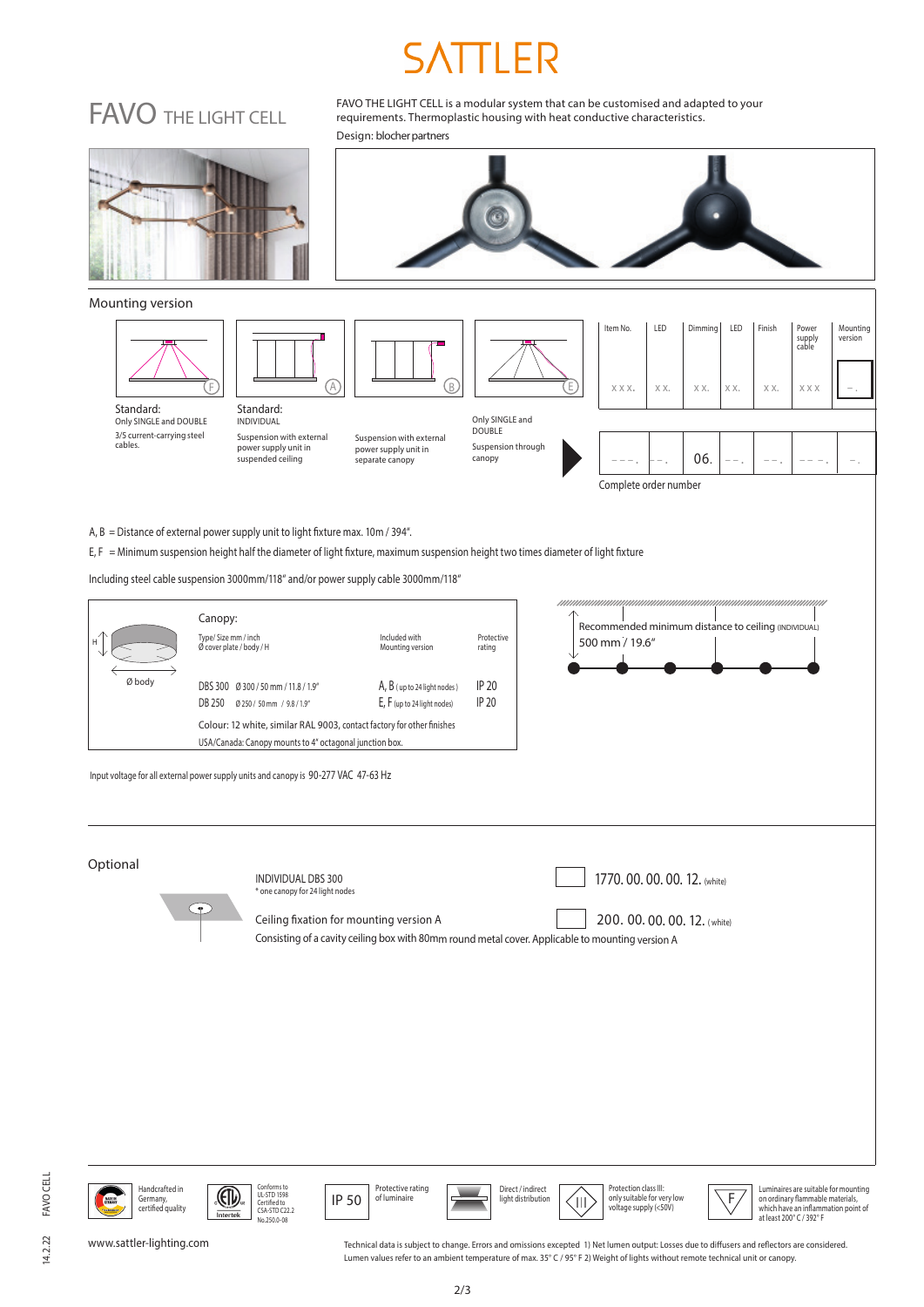# SATTLER

## FAVO THE LIGHT CELL

FAVO THE LIGHT CELL is a modular system that can be customised and adapted to your requirements. Thermoplastic housing with heat conductive characteristics.

Design: blocher partners

## Mounting version

**F** — Standard: Only SINGLE and DOUBLE. 3/5 current-carrying steel cables.

**A** — Standard: INDIVIDUAL. Suspension with external power supply unit in suspended ceiling

**B** — Suspension with external power supply unit in separate canopy

**E** — Only SINGLE and DOUBLE. Suspension through canopy

| Item No. | LED | Dimming | LED | Finish | Power supply cable | Mounting version |
|---|---|---|---|---|---|---|
| xxx. | xx. | xx. | xx. | xx. | xxx | -. |
| ---. | --. | 06. | --. | --. | ---. | -. |

Complete order number

A, B = Distance of external power supply unit to light fixture max. 10m / 394".

E, F = Minimum suspension height half the diameter of light fixture, maximum suspension height two times diameter of light fixture

Including steel cable suspension 3000mm/118" and/or power supply cable 3000mm/118"

### Canopy:

| Type/ Size mm / inch Ø cover plate / body / H | | Included with Mounting version | Protective rating |
|---|---|---|---|
| DBS 300 | Ø 300 / 50 mm / 11.8 / 1.9" | A, B (up to 24 light nodes) | IP 20 |
| DB 250 | Ø 250 / 50 mm / 9.8 / 1.9" | E, F (up to 24 light nodes) | IP 20 |

Colour: 12 white, similar RAL 9003, contact factory for other finishes

USA/Canada: Canopy mounts to 4" octagonal junction box.

Recommended minimum distance to ceiling (INDIVIDUAL) 500 mm / 19.6"

Input voltage for all external power supply units and canopy is 90-277 VAC 47-63 Hz

## Optional

INDIVIDUAL DBS 300
* one canopy for 24 light nodes — 1770. 00. 00. 00. 12. (white)

Ceiling fixation for mounting version A — 200. 00. 00. 00. 12. (white)

Consisting of a cavity ceiling box with 80mm round metal cover. Applicable to mounting version A

Handcrafted in Germany, certified quality

Conforms to UL-STD 1598 Certified to CSA-STD C22.2 No.250.0-08

IP 50 — Protective rating of luminaire

Direct / indirect light distribution

Protection class III: only suitable for very low voltage supply (<50V)

Luminaires are suitable for mounting on ordinary flammable materials, which have an inflammation point of at least 200° C / 392° F

www.sattler-lighting.com

Technical data is subject to change. Errors and omissions excepted 1) Net lumen output: Losses due to diffusers and reflectors are considered. Lumen values refer to an ambient temperature of max. 35° C / 95° F 2) Weight of lights without remote technical unit or canopy.

14.2.22 FAVO CELL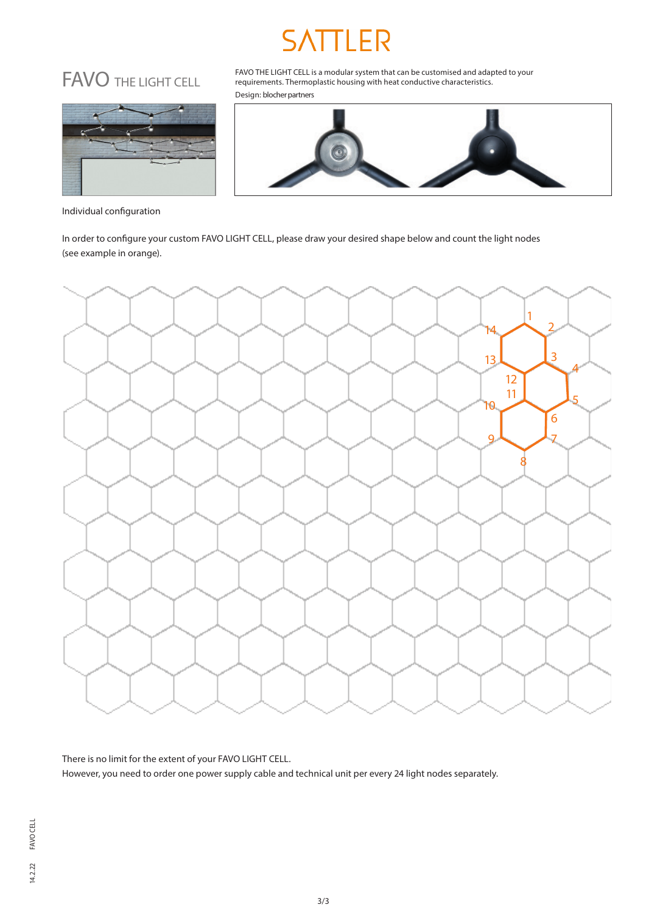# SATTLER

## FAVO THE LIGHT CELL

FAVO THE LIGHT CELL is a modular system that can be customised and adapted to your requirements. Thermoplastic housing with heat conductive characteristics.

Design: blocher partners

Individual configuration

In order to configure your custom FAVO LIGHT CELL, please draw your desired shape below and count the light nodes (see example in orange).

1
2
3
4
5
6
7
8
9
10
11
12
13
14

There is no limit for the extent of your FAVO LIGHT CELL.
However, you need to order one power supply cable and technical unit per every 24 light nodes separately.

14.2.22 FAVO CELL